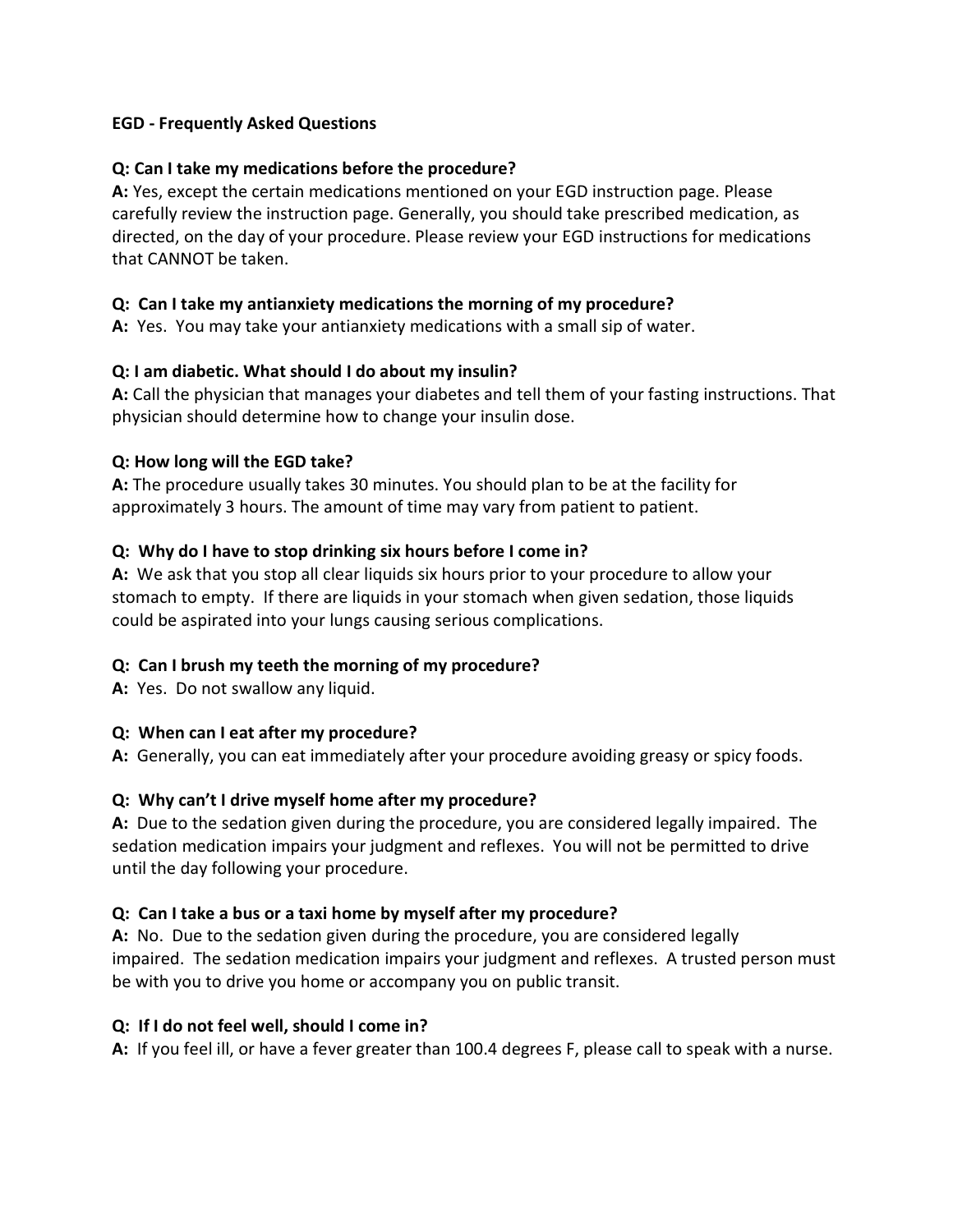**EGD - Frequently Asked Questions**

**Q: Can I take my medications before the procedure?**
**A:** Yes, except the certain medications mentioned on your EGD instruction page. Please carefully review the instruction page. Generally, you should take prescribed medication, as directed, on the day of your procedure. Please review your EGD instructions for medications that CANNOT be taken.

**Q: Can I take my antianxiety medications the morning of my procedure?**
**A:** Yes. You may take your antianxiety medications with a small sip of water.

**Q: I am diabetic. What should I do about my insulin?**
**A:** Call the physician that manages your diabetes and tell them of your fasting instructions. That physician should determine how to change your insulin dose.

**Q: How long will the EGD take?**
**A:** The procedure usually takes 30 minutes. You should plan to be at the facility for approximately 3 hours. The amount of time may vary from patient to patient.

**Q: Why do I have to stop drinking six hours before I come in?**
**A:** We ask that you stop all clear liquids six hours prior to your procedure to allow your stomach to empty. If there are liquids in your stomach when given sedation, those liquids could be aspirated into your lungs causing serious complications.

**Q: Can I brush my teeth the morning of my procedure?**
**A:** Yes. Do not swallow any liquid.

**Q: When can I eat after my procedure?**
**A:** Generally, you can eat immediately after your procedure avoiding greasy or spicy foods.

**Q: Why can't I drive myself home after my procedure?**
**A:** Due to the sedation given during the procedure, you are considered legally impaired. The sedation medication impairs your judgment and reflexes. You will not be permitted to drive until the day following your procedure.

**Q: Can I take a bus or a taxi home by myself after my procedure?**
**A:** No. Due to the sedation given during the procedure, you are considered legally impaired. The sedation medication impairs your judgment and reflexes. A trusted person must be with you to drive you home or accompany you on public transit.

**Q: If I do not feel well, should I come in?**
**A:** If you feel ill, or have a fever greater than 100.4 degrees F, please call to speak with a nurse.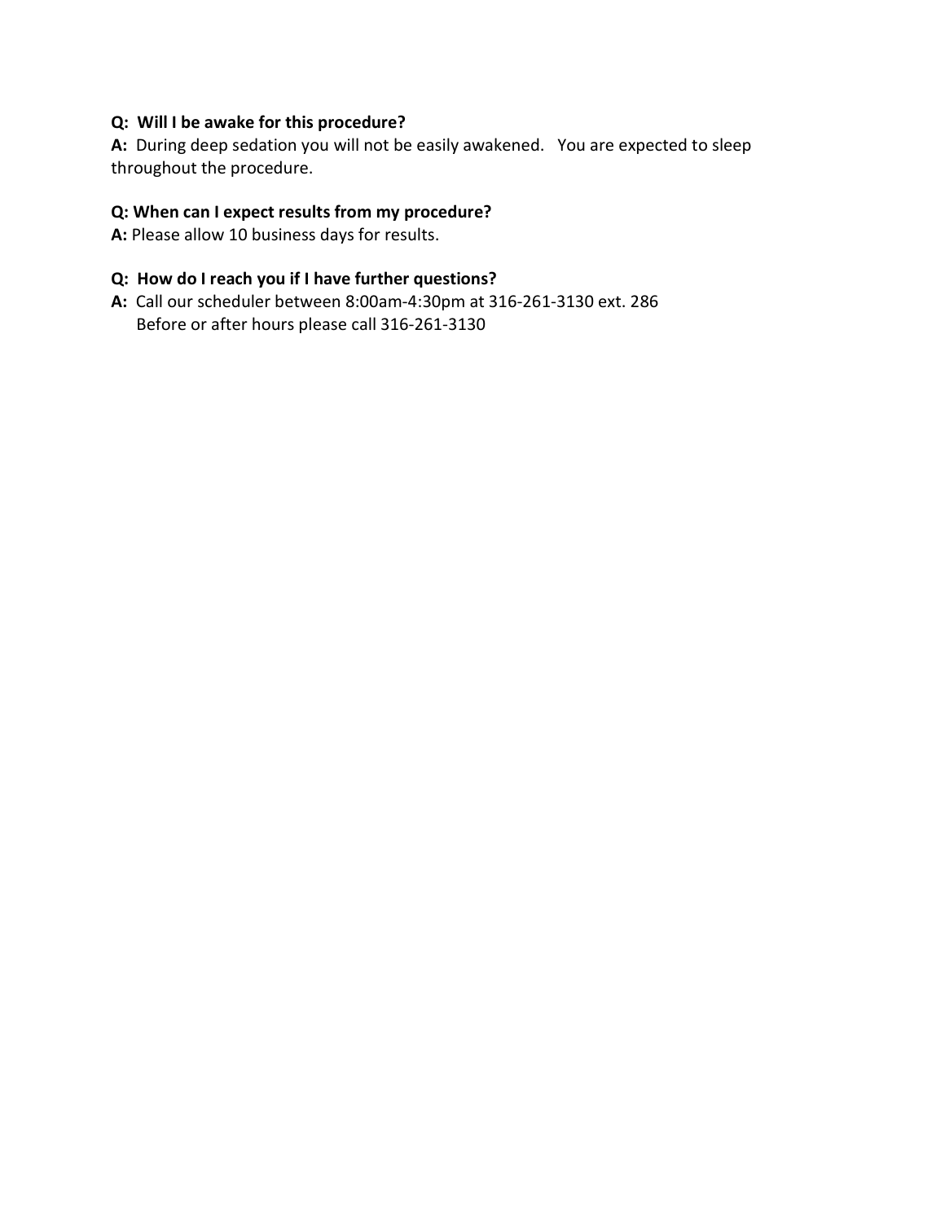**Q: Will I be awake for this procedure?**
**A:** During deep sedation you will not be easily awakened. You are expected to sleep throughout the procedure.

**Q: When can I expect results from my procedure?**
**A:** Please allow 10 business days for results.

**Q: How do I reach you if I have further questions?**
**A:** Call our scheduler between 8:00am-4:30pm at 316-261-3130 ext. 286
Before or after hours please call 316-261-3130